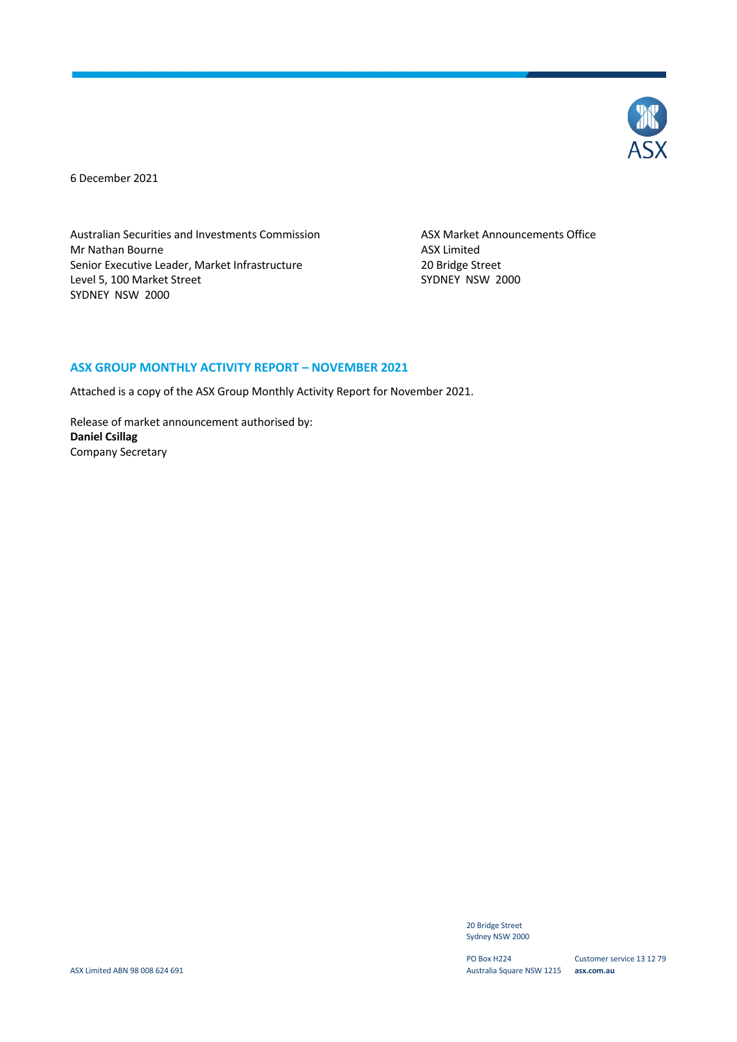6 December 2021

Australian Securities and Investments Commission
Mr Nathan Bourne
Senior Executive Leader, Market Infrastructure
Level 5, 100 Market Street
SYDNEY NSW 2000

ASX Market Announcements Office
ASX Limited
20 Bridge Street
SYDNEY NSW 2000

## ASX GROUP MONTHLY ACTIVITY REPORT – NOVEMBER 2021

Attached is a copy of the ASX Group Monthly Activity Report for November 2021.

Release of market announcement authorised by:
**Daniel Csillag**
Company Secretary

ASX Limited ABN 98 008 624 691

20 Bridge Street
Sydney NSW 2000

PO Box H224
Australia Square NSW 1215

Customer service 13 12 79
**asx.com.au**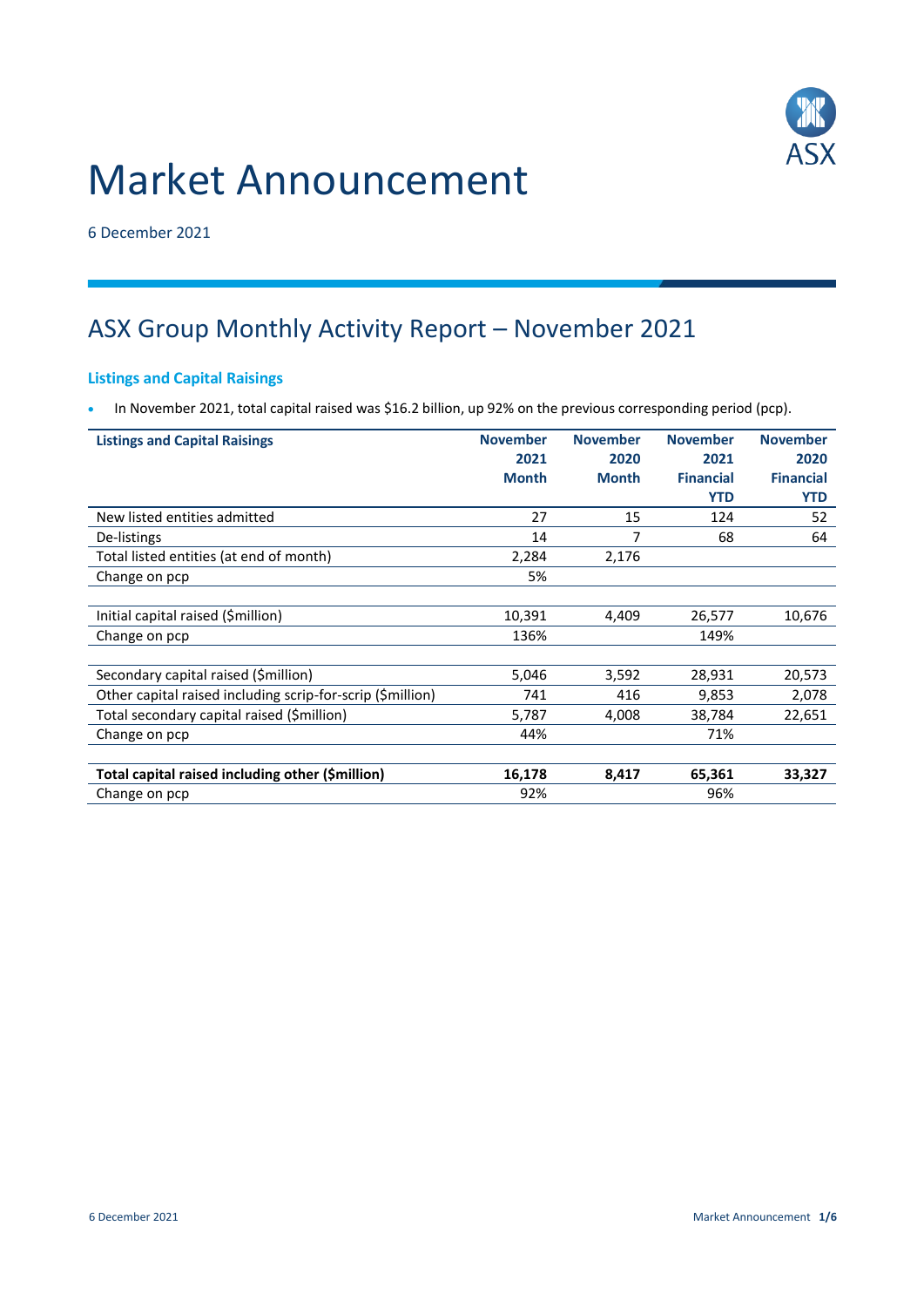# Market Announcement

6 December 2021

## ASX Group Monthly Activity Report – November 2021

### Listings and Capital Raisings

- In November 2021, total capital raised was $16.2 billion, up 92% on the previous corresponding period (pcp).

| Listings and Capital Raisings | November 2021 Month | November 2020 Month | November 2021 Financial YTD | November 2020 Financial YTD |
|---|---|---|---|---|
| New listed entities admitted | 27 | 15 | 124 | 52 |
| De-listings | 14 | 7 | 68 | 64 |
| Total listed entities (at end of month) | 2,284 | 2,176 | | |
| Change on pcp | 5% | | | |
| | | | | |
| Initial capital raised ($million) | 10,391 | 4,409 | 26,577 | 10,676 |
| Change on pcp | 136% | | 149% | |
| | | | | |
| Secondary capital raised ($million) | 5,046 | 3,592 | 28,931 | 20,573 |
| Other capital raised including scrip-for-scrip ($million) | 741 | 416 | 9,853 | 2,078 |
| Total secondary capital raised ($million) | 5,787 | 4,008 | 38,784 | 22,651 |
| Change on pcp | 44% | | 71% | |
| | | | | |
| **Total capital raised including other ($million)** | **16,178** | **8,417** | **65,361** | **33,327** |
| Change on pcp | 92% | | 96% | |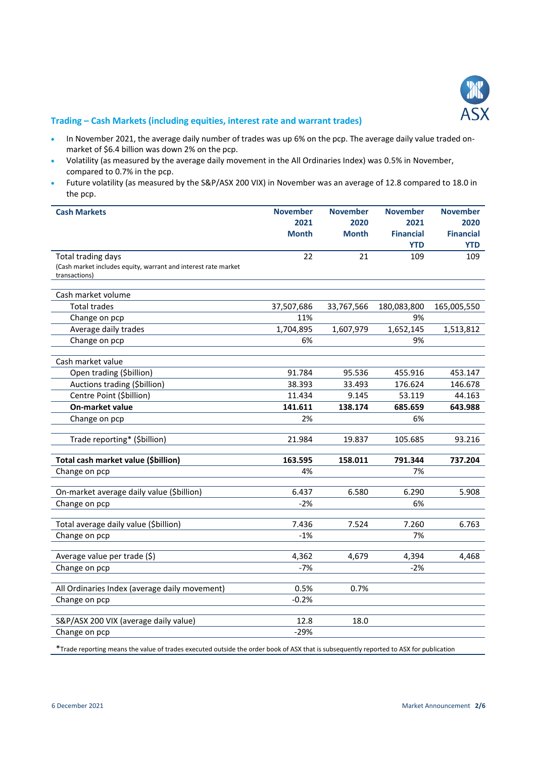## Trading – Cash Markets (including equities, interest rate and warrant trades)

- In November 2021, the average daily number of trades was up 6% on the pcp. The average daily value traded on-market of $6.4 billion was down 2% on the pcp.
- Volatility (as measured by the average daily movement in the All Ordinaries Index) was 0.5% in November, compared to 0.7% in the pcp.
- Future volatility (as measured by the S&P/ASX 200 VIX) in November was an average of 12.8 compared to 18.0 in the pcp.

| Cash Markets | November 2021 Month | November 2020 Month | November 2021 Financial YTD | November 2020 Financial YTD |
|---|---|---|---|---|
| Total trading days (Cash market includes equity, warrant and interest rate market transactions) | 22 | 21 | 109 | 109 |
| | | | | |
| Cash market volume | | | | |
| Total trades | 37,507,686 | 33,767,566 | 180,083,800 | 165,005,550 |
| Change on pcp | 11% | | 9% | |
| Average daily trades | 1,704,895 | 1,607,979 | 1,652,145 | 1,513,812 |
| Change on pcp | 6% | | 9% | |
| | | | | |
| Cash market value | | | | |
| Open trading ($billion) | 91.784 | 95.536 | 455.916 | 453.147 |
| Auctions trading ($billion) | 38.393 | 33.493 | 176.624 | 146.678 |
| Centre Point ($billion) | 11.434 | 9.145 | 53.119 | 44.163 |
| **On-market value** | **141.611** | **138.174** | **685.659** | **643.988** |
| Change on pcp | 2% | | 6% | |
| | | | | |
| Trade reporting* ($billion) | 21.984 | 19.837 | 105.685 | 93.216 |
| | | | | |
| **Total cash market value ($billion)** | **163.595** | **158.011** | **791.344** | **737.204** |
| Change on pcp | 4% | | 7% | |
| | | | | |
| On-market average daily value ($billion) | 6.437 | 6.580 | 6.290 | 5.908 |
| Change on pcp | -2% | | 6% | |
| | | | | |
| Total average daily value ($billion) | 7.436 | 7.524 | 7.260 | 6.763 |
| Change on pcp | -1% | | 7% | |
| | | | | |
| Average value per trade ($) | 4,362 | 4,679 | 4,394 | 4,468 |
| Change on pcp | -7% | | -2% | |
| | | | | |
| All Ordinaries Index (average daily movement) | 0.5% | 0.7% | | |
| Change on pcp | -0.2% | | | |
| | | | | |
| S&P/ASX 200 VIX (average daily value) | 12.8 | 18.0 | | |
| Change on pcp | -29% | | | |

*Trade reporting means the value of trades executed outside the order book of ASX that is subsequently reported to ASX for publication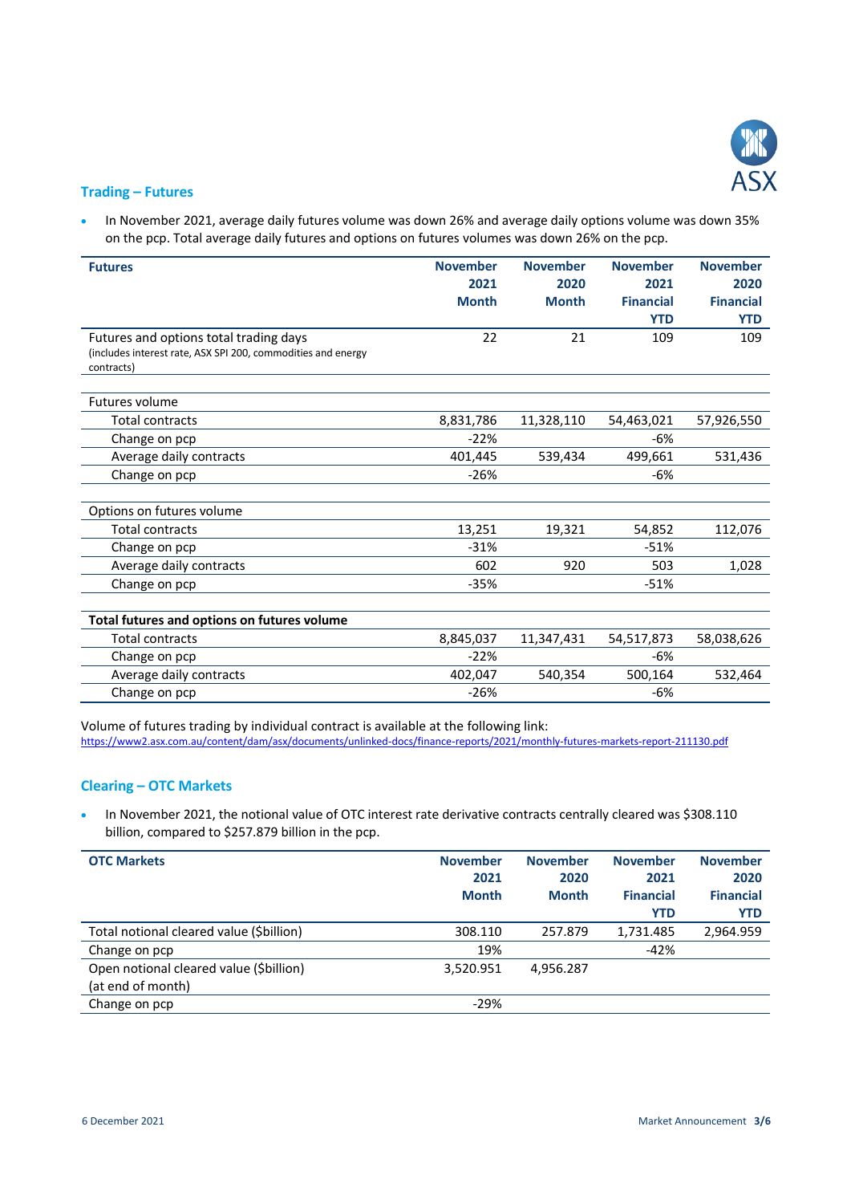## Trading – Futures

- In November 2021, average daily futures volume was down 26% and average daily options volume was down 35% on the pcp. Total average daily futures and options on futures volumes was down 26% on the pcp.

| Futures | November 2021 Month | November 2020 Month | November 2021 Financial YTD | November 2020 Financial YTD |
|---|---|---|---|---|
| Futures and options total trading days (includes interest rate, ASX SPI 200, commodities and energy contracts) | 22 | 21 | 109 | 109 |
| **Futures volume** | | | | |
| Total contracts | 8,831,786 | 11,328,110 | 54,463,021 | 57,926,550 |
| Change on pcp | -22% | | -6% | |
| Average daily contracts | 401,445 | 539,434 | 499,661 | 531,436 |
| Change on pcp | -26% | | -6% | |
| **Options on futures volume** | | | | |
| Total contracts | 13,251 | 19,321 | 54,852 | 112,076 |
| Change on pcp | -31% | | -51% | |
| Average daily contracts | 602 | 920 | 503 | 1,028 |
| Change on pcp | -35% | | -51% | |
| **Total futures and options on futures volume** | | | | |
| Total contracts | 8,845,037 | 11,347,431 | 54,517,873 | 58,038,626 |
| Change on pcp | -22% | | -6% | |
| Average daily contracts | 402,047 | 540,354 | 500,164 | 532,464 |
| Change on pcp | -26% | | -6% | |

Volume of futures trading by individual contract is available at the following link:
https://www2.asx.com.au/content/dam/asx/documents/unlinked-docs/finance-reports/2021/monthly-futures-markets-report-211130.pdf

## Clearing – OTC Markets

- In November 2021, the notional value of OTC interest rate derivative contracts centrally cleared was $308.110 billion, compared to $257.879 billion in the pcp.

| OTC Markets | November 2021 Month | November 2020 Month | November 2021 Financial YTD | November 2020 Financial YTD |
|---|---|---|---|---|
| Total notional cleared value ($billion) | 308.110 | 257.879 | 1,731.485 | 2,964.959 |
| Change on pcp | 19% | | -42% | |
| Open notional cleared value ($billion) (at end of month) | 3,520.951 | 4,956.287 | | |
| Change on pcp | -29% | | | |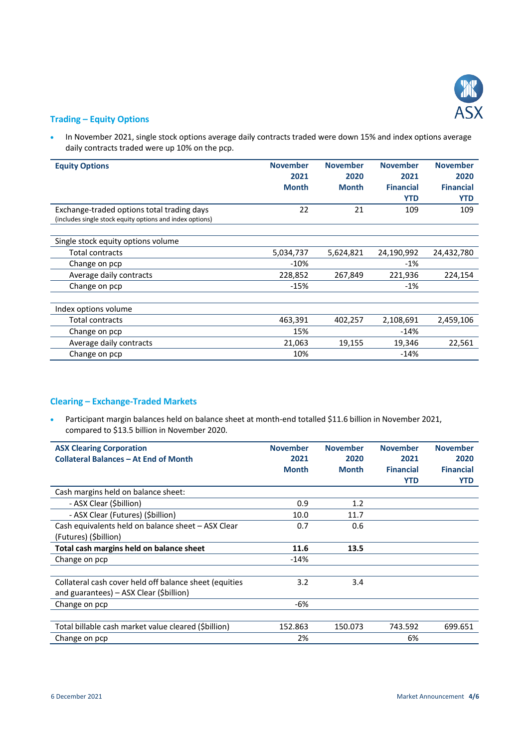## Trading – Equity Options

- In November 2021, single stock options average daily contracts traded were down 15% and index options average daily contracts traded were up 10% on the pcp.

| Equity Options | November 2021 Month | November 2020 Month | November 2021 Financial YTD | November 2020 Financial YTD |
|---|---|---|---|---|
| Exchange-traded options total trading days (includes single stock equity options and index options) | 22 | 21 | 109 | 109 |
| | | | | |
| Single stock equity options volume | | | | |
| Total contracts | 5,034,737 | 5,624,821 | 24,190,992 | 24,432,780 |
| Change on pcp | -10% | | -1% | |
| Average daily contracts | 228,852 | 267,849 | 221,936 | 224,154 |
| Change on pcp | -15% | | -1% | |
| | | | | |
| Index options volume | | | | |
| Total contracts | 463,391 | 402,257 | 2,108,691 | 2,459,106 |
| Change on pcp | 15% | | -14% | |
| Average daily contracts | 21,063 | 19,155 | 19,346 | 22,561 |
| Change on pcp | 10% | | -14% | |

## Clearing – Exchange-Traded Markets

- Participant margin balances held on balance sheet at month-end totalled $11.6 billion in November 2021, compared to $13.5 billion in November 2020.

| ASX Clearing Corporation Collateral Balances – At End of Month | November 2021 Month | November 2020 Month | November 2021 Financial YTD | November 2020 Financial YTD |
|---|---|---|---|---|
| Cash margins held on balance sheet: | | | | |
| - ASX Clear ($billion) | 0.9 | 1.2 | | |
| - ASX Clear (Futures) ($billion) | 10.0 | 11.7 | | |
| Cash equivalents held on balance sheet – ASX Clear (Futures) ($billion) | 0.7 | 0.6 | | |
| **Total cash margins held on balance sheet** | **11.6** | **13.5** | | |
| Change on pcp | -14% | | | |
| | | | | |
| Collateral cash cover held off balance sheet (equities and guarantees) – ASX Clear ($billion) | 3.2 | 3.4 | | |
| Change on pcp | -6% | | | |
| | | | | |
| Total billable cash market value cleared ($billion) | 152.863 | 150.073 | 743.592 | 699.651 |
| Change on pcp | 2% | | 6% | |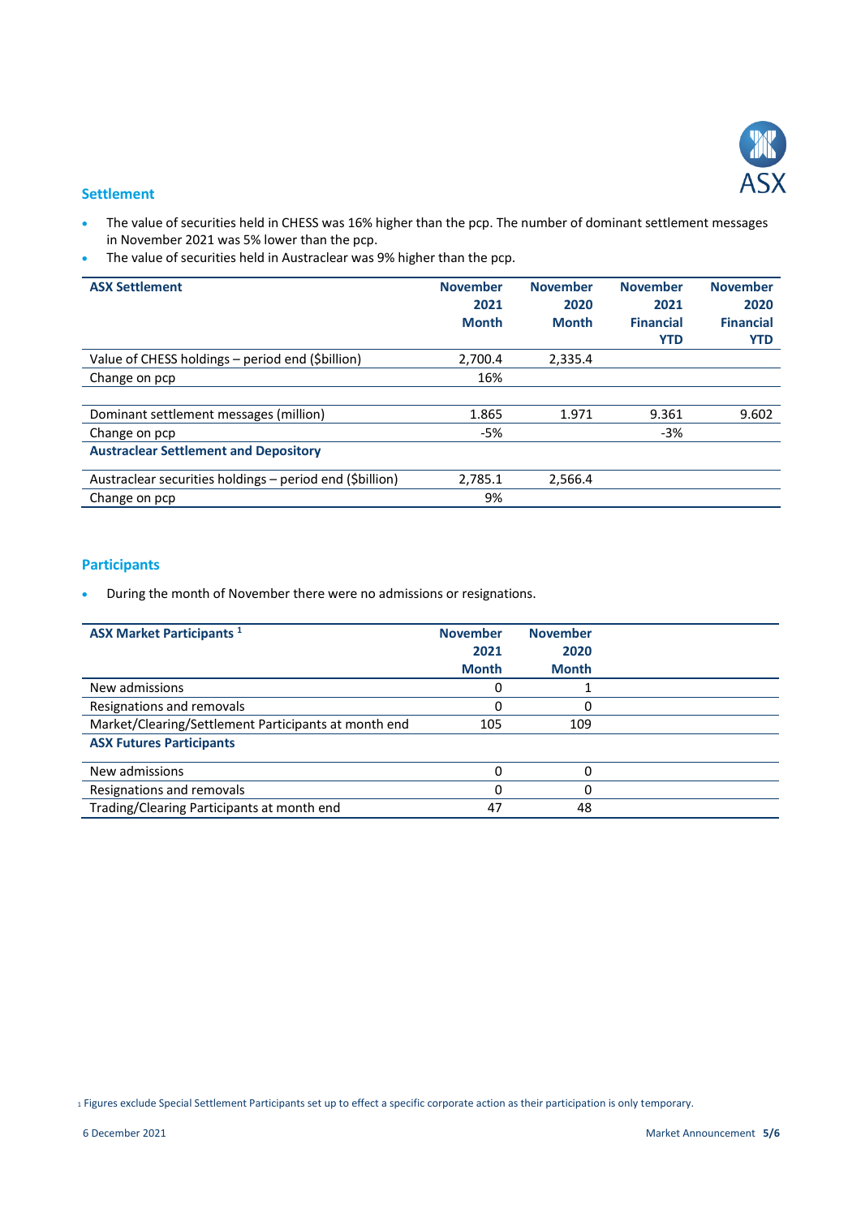## Settlement

- The value of securities held in CHESS was 16% higher than the pcp. The number of dominant settlement messages in November 2021 was 5% lower than the pcp.
- The value of securities held in Austraclear was 9% higher than the pcp.

| ASX Settlement | November 2021 Month | November 2020 Month | November 2021 Financial YTD | November 2020 Financial YTD |
|---|---|---|---|---|
| Value of CHESS holdings – period end ($billion) | 2,700.4 | 2,335.4 | | |
| Change on pcp | 16% | | | |
| | | | | |
| Dominant settlement messages (million) | 1.865 | 1.971 | 9.361 | 9.602 |
| Change on pcp | -5% | | -3% | |
| **Austraclear Settlement and Depository** | | | | |
| Austraclear securities holdings – period end ($billion) | 2,785.1 | 2,566.4 | | |
| Change on pcp | 9% | | | |

## Participants

- During the month of November there were no admissions or resignations.

| ASX Market Participants [1] | November 2021 Month | November 2020 Month |
|---|---|---|
| New admissions | 0 | 1 |
| Resignations and removals | 0 | 0 |
| Market/Clearing/Settlement Participants at month end | 105 | 109 |
| **ASX Futures Participants** | | |
| New admissions | 0 | 0 |
| Resignations and removals | 0 | 0 |
| Trading/Clearing Participants at month end | 47 | 48 |

[1] Figures exclude Special Settlement Participants set up to effect a specific corporate action as their participation is only temporary.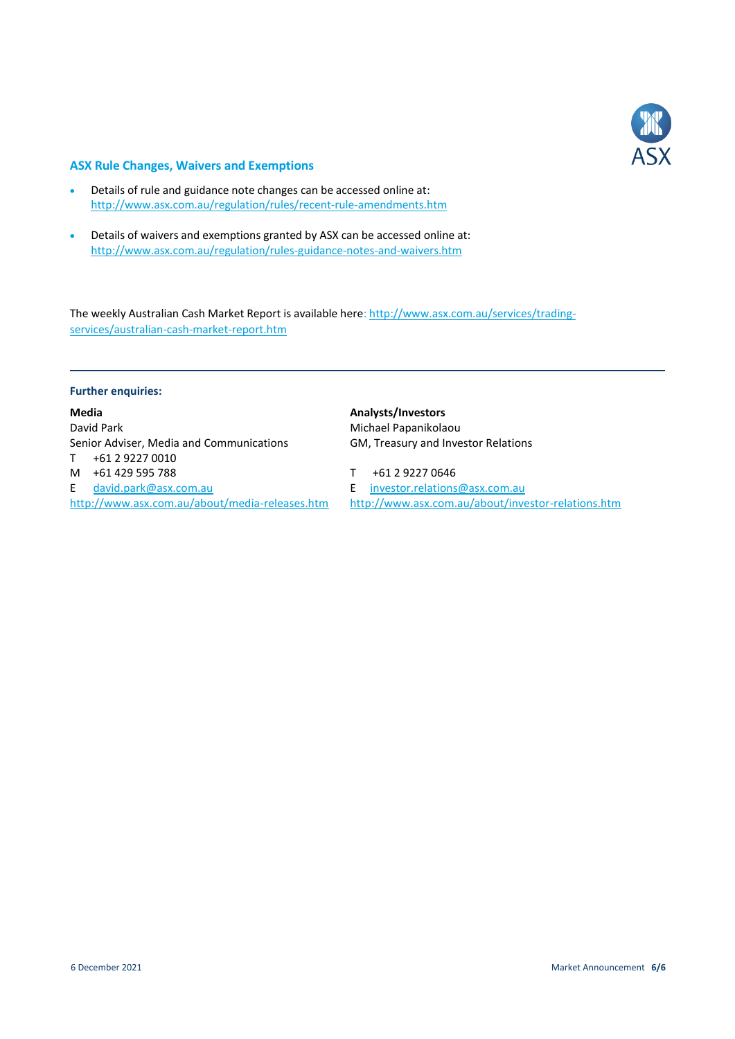## ASX Rule Changes, Waivers and Exemptions

- Details of rule and guidance note changes can be accessed online at: http://www.asx.com.au/regulation/rules/recent-rule-amendments.htm
- Details of waivers and exemptions granted by ASX can be accessed online at: http://www.asx.com.au/regulation/rules-guidance-notes-and-waivers.htm

The weekly Australian Cash Market Report is available here: http://www.asx.com.au/services/trading-services/australian-cash-market-report.htm

---

### Further enquiries:

**Media**
David Park
Senior Adviser, Media and Communications
T +61 2 9227 0010
M +61 429 595 788
E david.park@asx.com.au
http://www.asx.com.au/about/media-releases.htm

**Analysts/Investors**
Michael Papanikolaou
GM, Treasury and Investor Relations

T +61 2 9227 0646
E investor.relations@asx.com.au
http://www.asx.com.au/about/investor-relations.htm